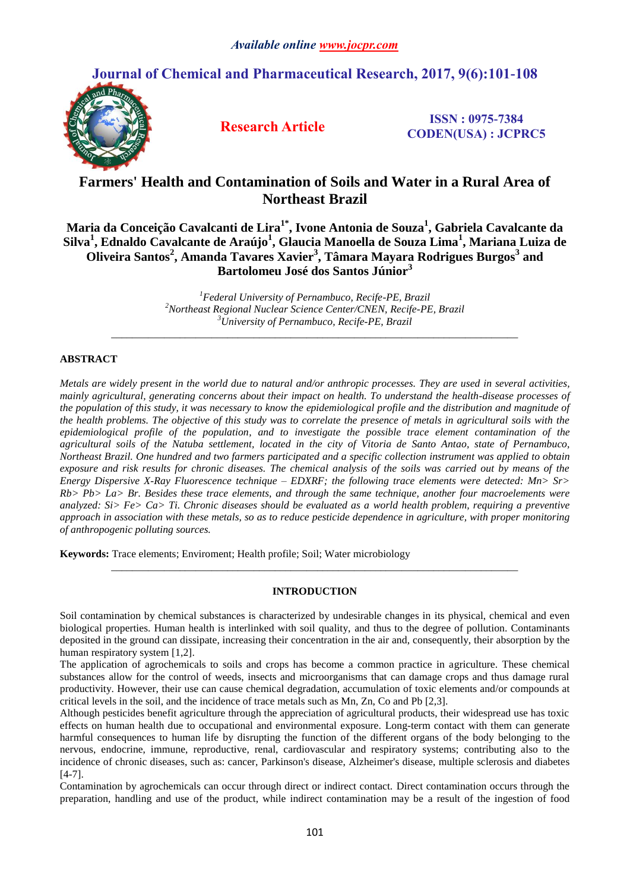# Farmers' Health and Contamination of Soils and Water in a Rural Area of Northeast Brazil

**Maria da Conceição Cavalcanti de Lira[1*], Ivone Antonia de Souza[1], Gabriela Cavalcante da Silva[1], Ednaldo Cavalcante de Araújo[1], Glaucia Manoella de Souza Lima[1], Mariana Luiza de Oliveira Santos[2], Amanda Tavares Xavier[3], Tâmara Mayara Rodrigues Burgos[3] and Bartolomeu José dos Santos Júnior[3]**

*[1]Federal University of Pernambuco, Recife-PE, Brazil*
*[2]Northeast Regional Nuclear Science Center/CNEN, Recife-PE, Brazil*
*[3]University of Pernambuco, Recife-PE, Brazil*

---

## ABSTRACT

*Metals are widely present in the world due to natural and/or anthropic processes. They are used in several activities, mainly agricultural, generating concerns about their impact on health. To understand the health-disease processes of the population of this study, it was necessary to know the epidemiological profile and the distribution and magnitude of the health problems. The objective of this study was to correlate the presence of metals in agricultural soils with the epidemiological profile of the population, and to investigate the possible trace element contamination of the agricultural soils of the Natuba settlement, located in the city of Vitoria de Santo Antao, state of Pernambuco, Northeast Brazil. One hundred and two farmers participated and a specific collection instrument was applied to obtain exposure and risk results for chronic diseases. The chemical analysis of the soils was carried out by means of the Energy Dispersive X-Ray Fluorescence technique – EDXRF; the following trace elements were detected: Mn> Sr> Rb> Pb> La> Br. Besides these trace elements, and through the same technique, another four macroelements were analyzed: Si> Fe> Ca> Ti. Chronic diseases should be evaluated as a world health problem, requiring a preventive approach in association with these metals, so as to reduce pesticide dependence in agriculture, with proper monitoring of anthropogenic polluting sources.*

**Keywords:** Trace elements; Enviroment; Health profile; Soil; Water microbiology

---

## INTRODUCTION

Soil contamination by chemical substances is characterized by undesirable changes in its physical, chemical and even biological properties. Human health is interlinked with soil quality, and thus to the degree of pollution. Contaminants deposited in the ground can dissipate, increasing their concentration in the air and, consequently, their absorption by the human respiratory system [1,2].

The application of agrochemicals to soils and crops has become a common practice in agriculture. These chemical substances allow for the control of weeds, insects and microorganisms that can damage crops and thus damage rural productivity. However, their use can cause chemical degradation, accumulation of toxic elements and/or compounds at critical levels in the soil, and the incidence of trace metals such as Mn, Zn, Co and Pb [2,3].

Although pesticides benefit agriculture through the appreciation of agricultural products, their widespread use has toxic effects on human health due to occupational and environmental exposure. Long-term contact with them can generate harmful consequences to human life by disrupting the function of the different organs of the body belonging to the nervous, endocrine, immune, reproductive, renal, cardiovascular and respiratory systems; contributing also to the incidence of chronic diseases, such as: cancer, Parkinson's disease, Alzheimer's disease, multiple sclerosis and diabetes [4-7].

Contamination by agrochemicals can occur through direct or indirect contact. Direct contamination occurs through the preparation, handling and use of the product, while indirect contamination may be a result of the ingestion of food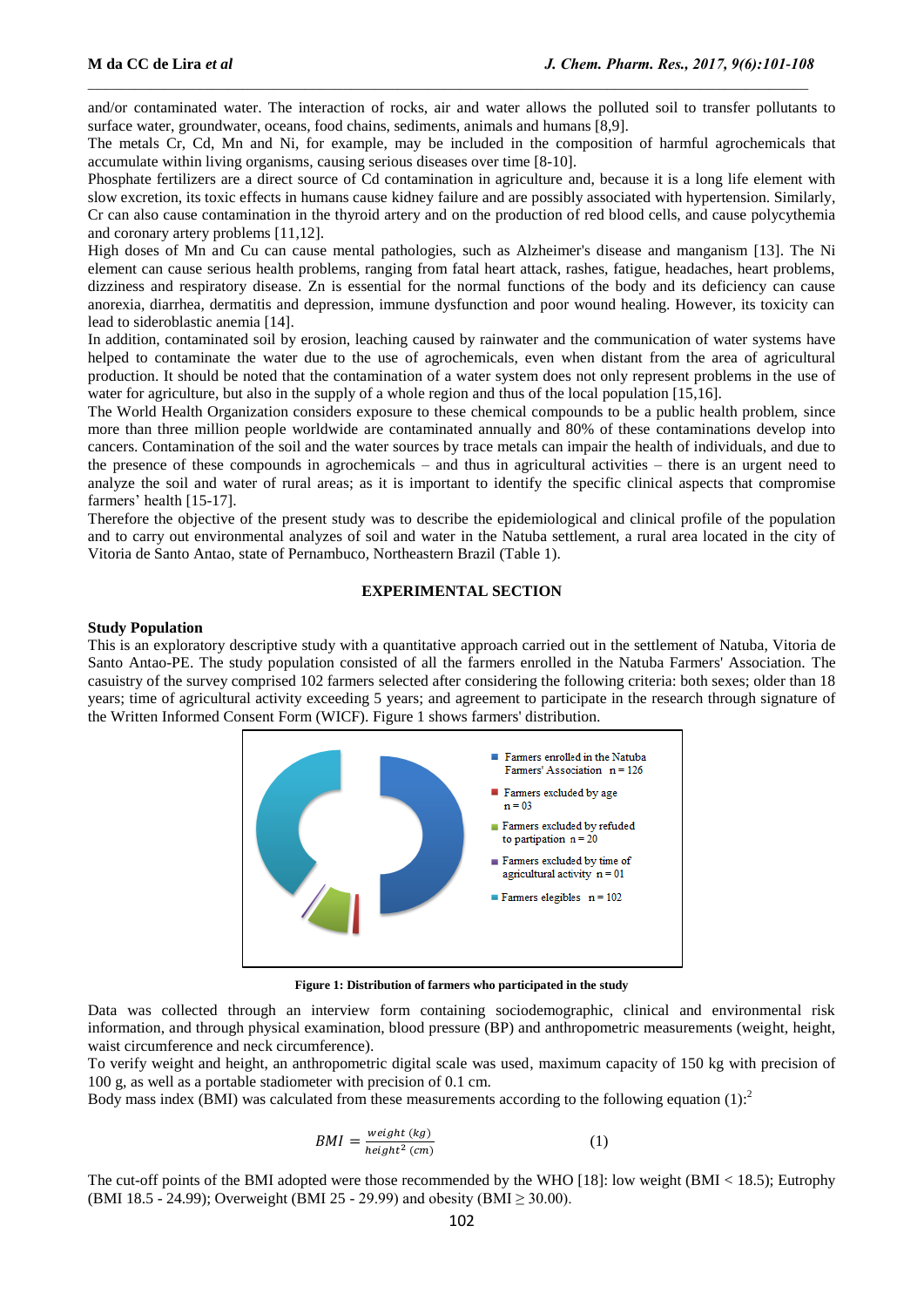and/or contaminated water. The interaction of rocks, air and water allows the polluted soil to transfer pollutants to surface water, groundwater, oceans, food chains, sediments, animals and humans [8,9].
The metals Cr, Cd, Mn and Ni, for example, may be included in the composition of harmful agrochemicals that accumulate within living organisms, causing serious diseases over time [8-10].
Phosphate fertilizers are a direct source of Cd contamination in agriculture and, because it is a long life element with slow excretion, its toxic effects in humans cause kidney failure and are possibly associated with hypertension. Similarly, Cr can also cause contamination in the thyroid artery and on the production of red blood cells, and cause polycythemia and coronary artery problems [11,12].
High doses of Mn and Cu can cause mental pathologies, such as Alzheimer's disease and manganism [13]. The Ni element can cause serious health problems, ranging from fatal heart attack, rashes, fatigue, headaches, heart problems, dizziness and respiratory disease. Zn is essential for the normal functions of the body and its deficiency can cause anorexia, diarrhea, dermatitis and depression, immune dysfunction and poor wound healing. However, its toxicity can lead to sideroblastic anemia [14].
In addition, contaminated soil by erosion, leaching caused by rainwater and the communication of water systems have helped to contaminate the water due to the use of agrochemicals, even when distant from the area of agricultural production. It should be noted that the contamination of a water system does not only represent problems in the use of water for agriculture, but also in the supply of a whole region and thus of the local population [15,16].
The World Health Organization considers exposure to these chemical compounds to be a public health problem, since more than three million people worldwide are contaminated annually and 80% of these contaminations develop into cancers. Contamination of the soil and the water sources by trace metals can impair the health of individuals, and due to the presence of these compounds in agrochemicals – and thus in agricultural activities – there is an urgent need to analyze the soil and water of rural areas; as it is important to identify the specific clinical aspects that compromise farmers' health [15-17].
Therefore the objective of the present study was to describe the epidemiological and clinical profile of the population and to carry out environmental analyzes of soil and water in the Natuba settlement, a rural area located in the city of Vitoria de Santo Antao, state of Pernambuco, Northeastern Brazil (Table 1).

## EXPERIMENTAL SECTION

### Study Population

This is an exploratory descriptive study with a quantitative approach carried out in the settlement of Natuba, Vitoria de Santo Antao-PE. The study population consisted of all the farmers enrolled in the Natuba Farmers' Association. The casuistry of the survey comprised 102 farmers selected after considering the following criteria: both sexes; older than 18 years; time of agricultural activity exceeding 5 years; and agreement to participate in the research through signature of the Written Informed Consent Form (WICF). Figure 1 shows farmers' distribution.

Farmers enrolled in the Natuba Farmers' Association n = 126
Farmers excluded by age n = 03
Farmers excluded by refuded to partipation n = 20
Farmers excluded by time of agricultural activity n = 01
Farmers elegibles n = 102

**Figure 1: Distribution of farmers who participated in the study**

Data was collected through an interview form containing sociodemographic, clinical and environmental risk information, and through physical examination, blood pressure (BP) and anthropometric measurements (weight, height, waist circumference and neck circumference).
To verify weight and height, an anthropometric digital scale was used, maximum capacity of 150 kg with precision of 100 g, as well as a portable stadiometer with precision of 0.1 cm.
Body mass index (BMI) was calculated from these measurements according to the following equation (1):[2]

$$BMI = \frac{weight\ (kg)}{height^2\ (cm)} \qquad (1)$$

The cut-off points of the BMI adopted were those recommended by the WHO [18]: low weight (BMI < 18.5); Eutrophy (BMI 18.5 - 24.99); Overweight (BMI 25 - 29.99) and obesity (BMI ≥ 30.00).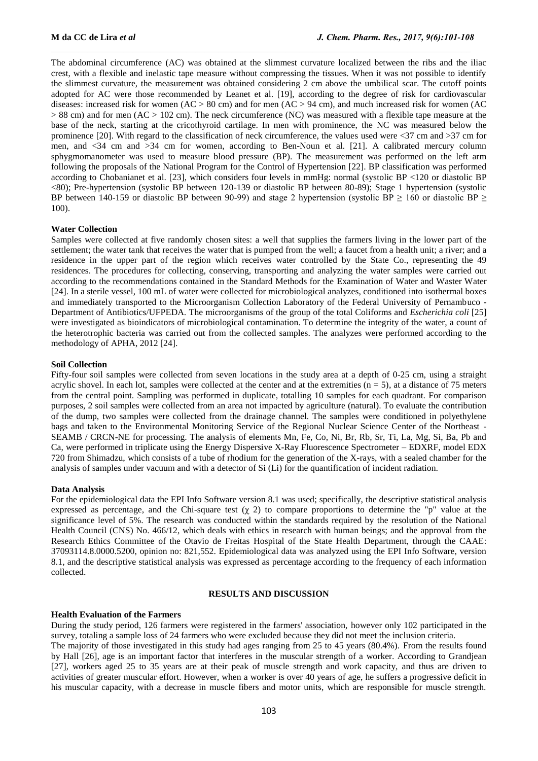The abdominal circumference (AC) was obtained at the slimmest curvature localized between the ribs and the iliac crest, with a flexible and inelastic tape measure without compressing the tissues. When it was not possible to identify the slimmest curvature, the measurement was obtained considering 2 cm above the umbilical scar. The cutoff points adopted for AC were those recommended by Leanet et al. [19], according to the degree of risk for cardiovascular diseases: increased risk for women (AC > 80 cm) and for men (AC > 94 cm), and much increased risk for women (AC > 88 cm) and for men (AC > 102 cm). The neck circumference (NC) was measured with a flexible tape measure at the base of the neck, starting at the cricothyroid cartilage. In men with prominence, the NC was measured below the prominence [20]. With regard to the classification of neck circumference, the values used were <37 cm and >37 cm for men, and <34 cm and >34 cm for women, according to Ben-Noun et al. [21]. A calibrated mercury column sphygmomanometer was used to measure blood pressure (BP). The measurement was performed on the left arm following the proposals of the National Program for the Control of Hypertension [22]. BP classification was performed according to Chobanianet et al. [23], which considers four levels in mmHg: normal (systolic BP <120 or diastolic BP <80); Pre-hypertension (systolic BP between 120-139 or diastolic BP between 80-89); Stage 1 hypertension (systolic BP between 140-159 or diastolic BP between 90-99) and stage 2 hypertension (systolic BP ≥ 160 or diastolic BP ≥ 100).

**Water Collection**

Samples were collected at five randomly chosen sites: a well that supplies the farmers living in the lower part of the settlement; the water tank that receives the water that is pumped from the well; a faucet from a health unit; a river; and a residence in the upper part of the region which receives water controlled by the State Co., representing the 49 residences. The procedures for collecting, conserving, transporting and analyzing the water samples were carried out according to the recommendations contained in the Standard Methods for the Examination of Water and Waster Water [24]. In a sterile vessel, 100 mL of water were collected for microbiological analyzes, conditioned into isothermal boxes and immediately transported to the Microorganism Collection Laboratory of the Federal University of Pernambuco - Department of Antibiotics/UFPEDA. The microorganisms of the group of the total Coliforms and *Escherichia coli* [25] were investigated as bioindicators of microbiological contamination. To determine the integrity of the water, a count of the heterotrophic bacteria was carried out from the collected samples. The analyzes were performed according to the methodology of APHA, 2012 [24].

**Soil Collection**

Fifty-four soil samples were collected from seven locations in the study area at a depth of 0-25 cm, using a straight acrylic shovel. In each lot, samples were collected at the center and at the extremities (n = 5), at a distance of 75 meters from the central point. Sampling was performed in duplicate, totalling 10 samples for each quadrant. For comparison purposes, 2 soil samples were collected from an area not impacted by agriculture (natural). To evaluate the contribution of the dump, two samples were collected from the drainage channel. The samples were conditioned in polyethylene bags and taken to the Environmental Monitoring Service of the Regional Nuclear Science Center of the Northeast - SEAMB / CRCN-NE for processing. The analysis of elements Mn, Fe, Co, Ni, Br, Rb, Sr, Ti, La, Mg, Si, Ba, Pb and Ca, were performed in triplicate using the Energy Dispersive X-Ray Fluorescence Spectrometer – EDXRF, model EDX 720 from Shimadzu, which consists of a tube of rhodium for the generation of the X-rays, with a sealed chamber for the analysis of samples under vacuum and with a detector of Si (Li) for the quantification of incident radiation.

**Data Analysis**

For the epidemiological data the EPI Info Software version 8.1 was used; specifically, the descriptive statistical analysis expressed as percentage, and the Chi-square test ($\chi$ 2) to compare proportions to determine the "p" value at the significance level of 5%. The research was conducted within the standards required by the resolution of the National Health Council (CNS) No. 466/12, which deals with ethics in research with human beings; and the approval from the Research Ethics Committee of the Otavio de Freitas Hospital of the State Health Department, through the CAAE: 37093114.8.0000.5200, opinion no: 821,552. Epidemiological data was analyzed using the EPI Info Software, version 8.1, and the descriptive statistical analysis was expressed as percentage according to the frequency of each information collected.

## RESULTS AND DISCUSSION

**Health Evaluation of the Farmers**

During the study period, 126 farmers were registered in the farmers' association, however only 102 participated in the survey, totaling a sample loss of 24 farmers who were excluded because they did not meet the inclusion criteria.

The majority of those investigated in this study had ages ranging from 25 to 45 years (80.4%). From the results found by Hall [26], age is an important factor that interferes in the muscular strength of a worker. According to Grandjean [27], workers aged 25 to 35 years are at their peak of muscle strength and work capacity, and thus are driven to activities of greater muscular effort. However, when a worker is over 40 years of age, he suffers a progressive deficit in his muscular capacity, with a decrease in muscle fibers and motor units, which are responsible for muscle strength.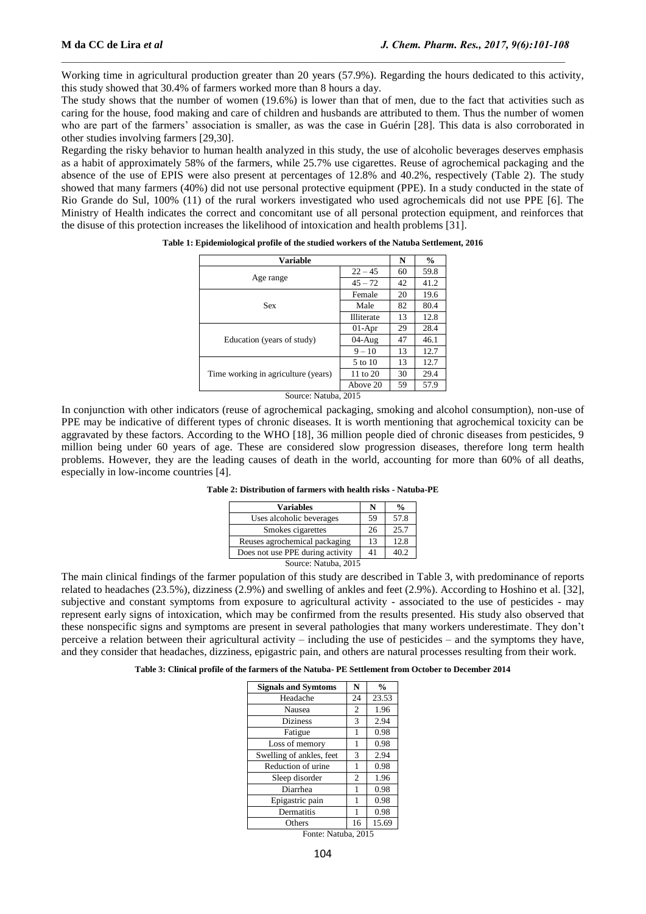Working time in agricultural production greater than 20 years (57.9%). Regarding the hours dedicated to this activity, this study showed that 30.4% of farmers worked more than 8 hours a day.

The study shows that the number of women (19.6%) is lower than that of men, due to the fact that activities such as caring for the house, food making and care of children and husbands are attributed to them. Thus the number of women who are part of the farmers' association is smaller, as was the case in Guérin [28]. This data is also corroborated in other studies involving farmers [29,30].

Regarding the risky behavior to human health analyzed in this study, the use of alcoholic beverages deserves emphasis as a habit of approximately 58% of the farmers, while 25.7% use cigarettes. Reuse of agrochemical packaging and the absence of the use of EPIS were also present at percentages of 12.8% and 40.2%, respectively (Table 2). The study showed that many farmers (40%) did not use personal protective equipment (PPE). In a study conducted in the state of Rio Grande do Sul, 100% (11) of the rural workers investigated who used agrochemicals did not use PPE [6]. The Ministry of Health indicates the correct and concomitant use of all personal protection equipment, and reinforces that the disuse of this protection increases the likelihood of intoxication and health problems [31].

**Table 1: Epidemiological profile of the studied workers of the Natuba Settlement, 2016**

| Variable | | N | % |
|---|---|---|---|
| Age range | 22 – 45 | 60 | 59.8 |
| | 45 – 72 | 42 | 41.2 |
| Sex | Female | 20 | 19.6 |
| | Male | 82 | 80.4 |
| Education (years of study) | Illiterate | 13 | 12.8 |
| | 01-Apr | 29 | 28.4 |
| | 04-Aug | 47 | 46.1 |
| | 9 – 10 | 13 | 12.7 |
| Time working in agriculture (years) | 5 to 10 | 13 | 12.7 |
| | 11 to 20 | 30 | 29.4 |
| | Above 20 | 59 | 57.9 |

Source: Natuba, 2015

In conjunction with other indicators (reuse of agrochemical packaging, smoking and alcohol consumption), non-use of PPE may be indicative of different types of chronic diseases. It is worth mentioning that agrochemical toxicity can be aggravated by these factors. According to the WHO [18], 36 million people died of chronic diseases from pesticides, 9 million being under 60 years of age. These are considered slow progression diseases, therefore long term health problems. However, they are the leading causes of death in the world, accounting for more than 60% of all deaths, especially in low-income countries [4].

**Table 2: Distribution of farmers with health risks - Natuba-PE**

| Variables | N | % |
|---|---|---|
| Uses alcoholic beverages | 59 | 57.8 |
| Smokes cigarettes | 26 | 25.7 |
| Reuses agrochemical packaging | 13 | 12.8 |
| Does not use PPE during activity | 41 | 40.2 |

Source: Natuba, 2015

The main clinical findings of the farmer population of this study are described in Table 3, with predominance of reports related to headaches (23.5%), dizziness (2.9%) and swelling of ankles and feet (2.9%). According to Hoshino et al. [32], subjective and constant symptoms from exposure to agricultural activity - associated to the use of pesticides - may represent early signs of intoxication, which may be confirmed from the results presented. His study also observed that these nonspecific signs and symptoms are present in several pathologies that many workers underestimate. They don't perceive a relation between their agricultural activity – including the use of pesticides – and the symptoms they have, and they consider that headaches, dizziness, epigastric pain, and others are natural processes resulting from their work.

**Table 3: Clinical profile of the farmers of the Natuba- PE Settlement from October to December 2014**

| Signals and Symtoms | N | % |
|---|---|---|
| Headache | 24 | 23.53 |
| Nausea | 2 | 1.96 |
| Diziness | 3 | 2.94 |
| Fatigue | 1 | 0.98 |
| Loss of memory | 1 | 0.98 |
| Swelling of ankles, feet | 3 | 2.94 |
| Reduction of urine | 1 | 0.98 |
| Sleep disorder | 2 | 1.96 |
| Diarrhea | 1 | 0.98 |
| Epigastric pain | 1 | 0.98 |
| Dermatitis | 1 | 0.98 |
| Others | 16 | 15.69 |

Fonte: Natuba, 2015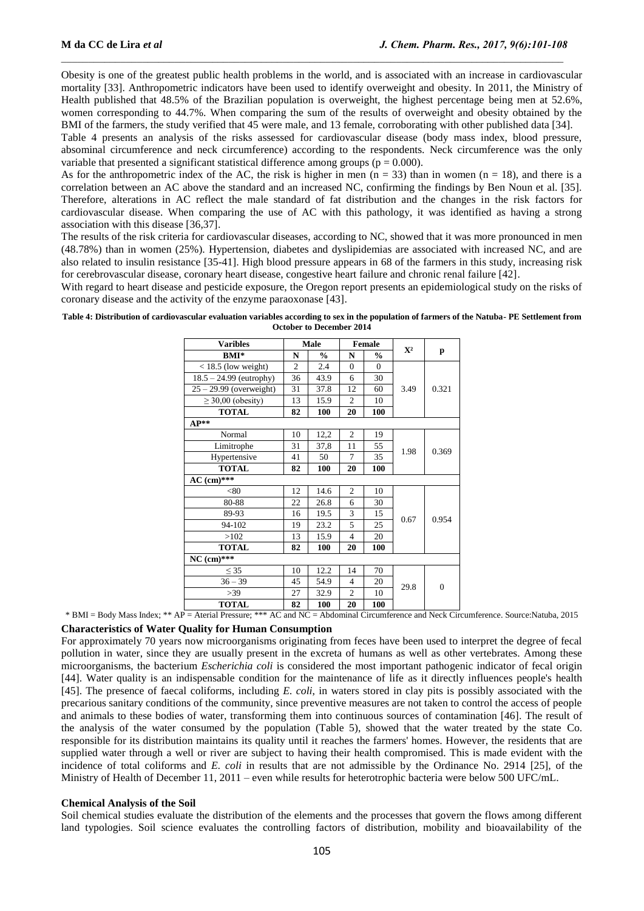Obesity is one of the greatest public health problems in the world, and is associated with an increase in cardiovascular mortality [33]. Anthropometric indicators have been used to identify overweight and obesity. In 2011, the Ministry of Health published that 48.5% of the Brazilian population is overweight, the highest percentage being men at 52.6%, women corresponding to 44.7%. When comparing the sum of the results of overweight and obesity obtained by the BMI of the farmers, the study verified that 45 were male, and 13 female, corroborating with other published data [34].

Table 4 presents an analysis of the risks assessed for cardiovascular disease (body mass index, blood pressure, absominal circumference and neck circumference) according to the respondents. Neck circumference was the only variable that presented a significant statistical difference among groups ($p = 0.000$).

As for the anthropometric index of the AC, the risk is higher in men ($n = 33$) than in women ($n = 18$), and there is a correlation between an AC above the standard and an increased NC, confirming the findings by Ben Noun et al. [35]. Therefore, alterations in AC reflect the male standard of fat distribution and the changes in the risk factors for cardiovascular disease. When comparing the use of AC with this pathology, it was identified as having a strong association with this disease [36,37].

The results of the risk criteria for cardiovascular diseases, according to NC, showed that it was more pronounced in men (48.78%) than in women (25%). Hypertension, diabetes and dyslipidemias are associated with increased NC, and are also related to insulin resistance [35-41]. High blood pressure appears in 68 of the farmers in this study, increasing risk for cerebrovascular disease, coronary heart disease, congestive heart failure and chronic renal failure [42].

With regard to heart disease and pesticide exposure, the Oregon report presents an epidemiological study on the risks of coronary disease and the activity of the enzyme paraoxonase [43].

**Table 4: Distribution of cardiovascular evaluation variables according to sex in the population of farmers of the Natuba- PE Settlement from October to December 2014**

| Varibles | Male | | Female | | $X^2$ | p |
|---|---|---|---|---|---|---|
| **BMI*** | **N** | **%** | **N** | **%** | | |
| < 18.5 (low weight) | 2 | 2.4 | 0 | 0 | 3.49 | 0.321 |
| 18.5 – 24.99 (eutrophy) | 36 | 43.9 | 6 | 30 | | |
| 25 – 29.99 (overweight) | 31 | 37.8 | 12 | 60 | | |
| ≥ 30,00 (obesity) | 13 | 15.9 | 2 | 10 | | |
| **TOTAL** | **82** | **100** | **20** | **100** | | |
| **AP**** | | | | | | |
| Normal | 10 | 12,2 | 2 | 19 | 1.98 | 0.369 |
| Limitrophe | 31 | 37,8 | 11 | 55 | | |
| Hypertensive | 41 | 50 | 7 | 35 | | |
| **TOTAL** | **82** | **100** | **20** | **100** | | |
| **AC (cm)***** | | | | | | |
| <80 | 12 | 14.6 | 2 | 10 | 0.67 | 0.954 |
| 80-88 | 22 | 26.8 | 6 | 30 | | |
| 89-93 | 16 | 19.5 | 3 | 15 | | |
| 94-102 | 19 | 23.2 | 5 | 25 | | |
| >102 | 13 | 15.9 | 4 | 20 | | |
| **TOTAL** | **82** | **100** | **20** | **100** | | |
| **NC (cm)***** | | | | | | |
| ≤ 35 | 10 | 12.2 | 14 | 70 | 29.8 | 0 |
| 36 – 39 | 45 | 54.9 | 4 | 20 | | |
| >39 | 27 | 32.9 | 2 | 10 | | |
| **TOTAL** | **82** | **100** | **20** | **100** | | |

* BMI = Body Mass Index; ** AP = Aterial Pressure; *** AC and NC = Abdominal Circumference and Neck Circumference. Source:Natuba, 2015

### Characteristics of Water Quality for Human Consumption

For approximately 70 years now microorganisms originating from feces have been used to interpret the degree of fecal pollution in water, since they are usually present in the excreta of humans as well as other vertebrates. Among these microorganisms, the bacterium *Escherichia coli* is considered the most important pathogenic indicator of fecal origin [44]. Water quality is an indispensable condition for the maintenance of life as it directly influences people's health [45]. The presence of faecal coliforms, including *E. coli*, in waters stored in clay pits is possibly associated with the precarious sanitary conditions of the community, since preventive measures are not taken to control the access of people and animals to these bodies of water, transforming them into continuous sources of contamination [46]. The result of the analysis of the water consumed by the population (Table 5), showed that the water treated by the state Co. responsible for its distribution maintains its quality until it reaches the farmers' homes. However, the residents that are supplied water through a well or river are subject to having their health compromised. This is made evident with the incidence of total coliforms and *E. coli* in results that are not admissible by the Ordinance No. 2914 [25], of the Ministry of Health of December 11, 2011 – even while results for heterotrophic bacteria were below 500 UFC/mL.

### Chemical Analysis of the Soil

Soil chemical studies evaluate the distribution of the elements and the processes that govern the flows among different land typologies. Soil science evaluates the controlling factors of distribution, mobility and bioavailability of the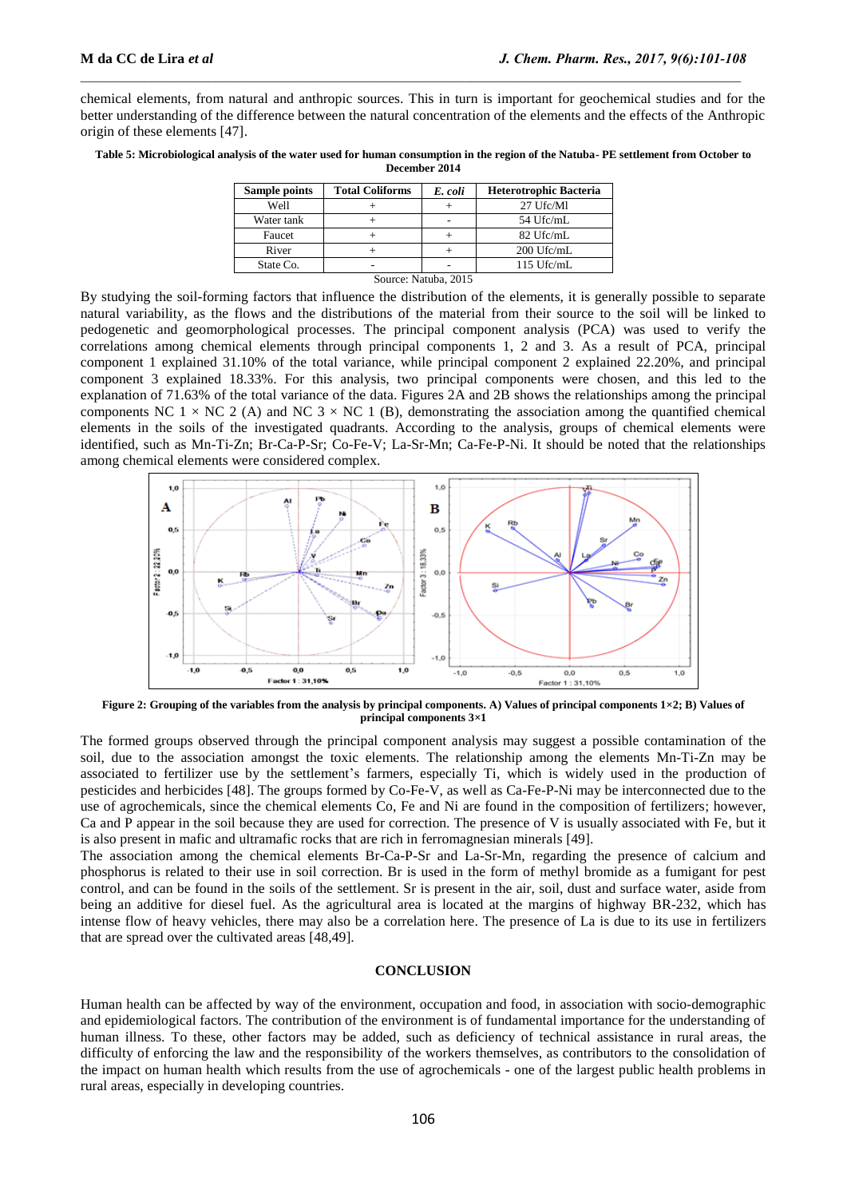chemical elements, from natural and anthropic sources. This in turn is important for geochemical studies and for the better understanding of the difference between the natural concentration of the elements and the effects of the Anthropic origin of these elements [47].

**Table 5: Microbiological analysis of the water used for human consumption in the region of the Natuba- PE settlement from October to December 2014**

| Sample points | Total Coliforms | *E. coli* | Heterotrophic Bacteria |
|---|---|---|---|
| Well | + | + | 27 Ufc/Ml |
| Water tank | + | - | 54 Ufc/mL |
| Faucet | + | + | 82 Ufc/mL |
| River | + | + | 200 Ufc/mL |
| State Co. | - | - | 115 Ufc/mL |

Source: Natuba, 2015

By studying the soil-forming factors that influence the distribution of the elements, it is generally possible to separate natural variability, as the flows and the distributions of the material from their source to the soil will be linked to pedogenetic and geomorphological processes. The principal component analysis (PCA) was used to verify the correlations among chemical elements through principal components 1, 2 and 3. As a result of PCA, principal component 1 explained 31.10% of the total variance, while principal component 2 explained 22.20%, and principal component 3 explained 18.33%. For this analysis, two principal components were chosen, and this led to the explanation of 71.63% of the total variance of the data. Figures 2A and 2B shows the relationships among the principal components NC 1 × NC 2 (A) and NC 3 × NC 1 (B), demonstrating the association among the quantified chemical elements in the soils of the investigated quadrants. According to the analysis, groups of chemical elements were identified, such as Mn-Ti-Zn; Br-Ca-P-Sr; Co-Fe-V; La-Sr-Mn; Ca-Fe-P-Ni. It should be noted that the relationships among chemical elements were considered complex.

**Figure 2: Grouping of the variables from the analysis by principal components. A) Values of principal components 1×2; B) Values of principal components 3×1**

The formed groups observed through the principal component analysis may suggest a possible contamination of the soil, due to the association amongst the toxic elements. The relationship among the elements Mn-Ti-Zn may be associated to fertilizer use by the settlement's farmers, especially Ti, which is widely used in the production of pesticides and herbicides [48]. The groups formed by Co-Fe-V, as well as Ca-Fe-P-Ni may be interconnected due to the use of agrochemicals, since the chemical elements Co, Fe and Ni are found in the composition of fertilizers; however, Ca and P appear in the soil because they are used for correction. The presence of V is usually associated with Fe, but it is also present in mafic and ultramafic rocks that are rich in ferromagnesian minerals [49].

The association among the chemical elements Br-Ca-P-Sr and La-Sr-Mn, regarding the presence of calcium and phosphorus is related to their use in soil correction. Br is used in the form of methyl bromide as a fumigant for pest control, and can be found in the soils of the settlement. Sr is present in the air, soil, dust and surface water, aside from being an additive for diesel fuel. As the agricultural area is located at the margins of highway BR-232, which has intense flow of heavy vehicles, there may also be a correlation here. The presence of La is due to its use in fertilizers that are spread over the cultivated areas [48,49].

## CONCLUSION

Human health can be affected by way of the environment, occupation and food, in association with socio-demographic and epidemiological factors. The contribution of the environment is of fundamental importance for the understanding of human illness. To these, other factors may be added, such as deficiency of technical assistance in rural areas, the difficulty of enforcing the law and the responsibility of the workers themselves, as contributors to the consolidation of the impact on human health which results from the use of agrochemicals - one of the largest public health problems in rural areas, especially in developing countries.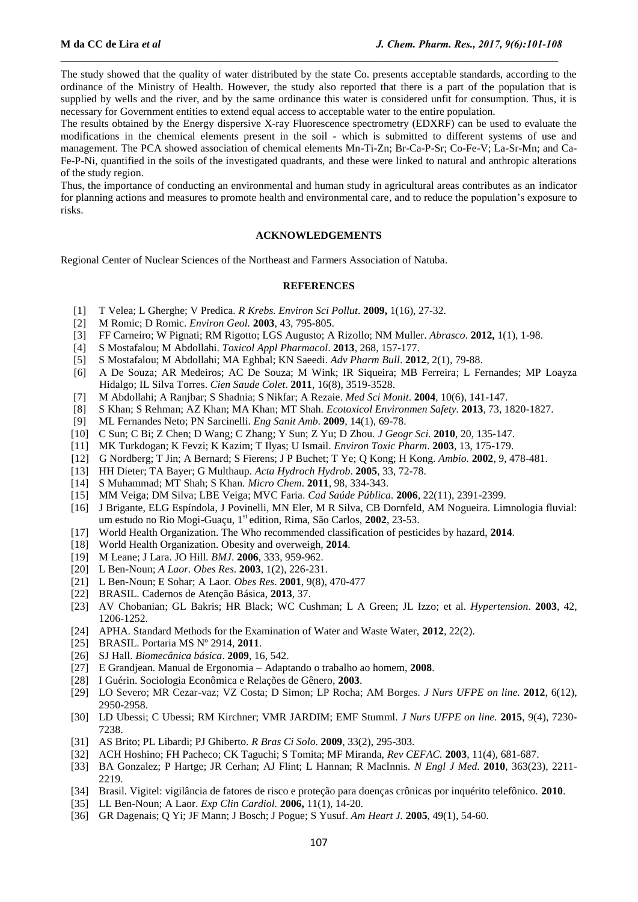The study showed that the quality of water distributed by the state Co. presents acceptable standards, according to the ordinance of the Ministry of Health. However, the study also reported that there is a part of the population that is supplied by wells and the river, and by the same ordinance this water is considered unfit for consumption. Thus, it is necessary for Government entities to extend equal access to acceptable water to the entire population.

The results obtained by the Energy dispersive X-ray Fluorescence spectrometry (EDXRF) can be used to evaluate the modifications in the chemical elements present in the soil - which is submitted to different systems of use and management. The PCA showed association of chemical elements Mn-Ti-Zn; Br-Ca-P-Sr; Co-Fe-V; La-Sr-Mn; and Ca-Fe-P-Ni, quantified in the soils of the investigated quadrants, and these were linked to natural and anthropic alterations of the study region.

Thus, the importance of conducting an environmental and human study in agricultural areas contributes as an indicator for planning actions and measures to promote health and environmental care, and to reduce the population's exposure to risks.

## ACKNOWLEDGEMENTS

Regional Center of Nuclear Sciences of the Northeast and Farmers Association of Natuba.

## REFERENCES

[1] T Velea; L Gherghe; V Predica. *R Krebs. Environ Sci Pollut*. **2009,** 1(16), 27-32.

[2] M Romic; D Romic. *Environ Geol.* **2003**, 43, 795-805.

[3] FF Carneiro; W Pignati; RM Rigotto; LGS Augusto; A Rizollo; NM Muller. *Abrasco*. **2012,** 1(1), 1-98.

[4] S Mostafalou; M Abdollahi. *Toxicol Appl Pharmacol*. **2013**, 268, 157-177.

[5] S Mostafalou; M Abdollahi; MA Eghbal; KN Saeedi. *Adv Pharm Bull*. **2012**, 2(1), 79-88.

[6] A De Souza; AR Medeiros; AC De Souza; M Wink; IR Siqueira; MB Ferreira; L Fernandes; MP Loayza Hidalgo; IL Silva Torres. *Cien Saude Colet*. **2011**, 16(8), 3519-3528.

[7] M Abdollahi; A Ranjbar; S Shadnia; S Nikfar; A Rezaie. *Med Sci Monit*. **2004**, 10(6), 141-147.

[8] S Khan; S Rehman; AZ Khan; MA Khan; MT Shah. *Ecotoxicol Environmen Safety.* **2013**, 73, 1820-1827.

[9] ML Fernandes Neto; PN Sarcinelli. *Eng Sanit Amb*. **2009**, 14(1), 69-78.

[10] C Sun; C Bi; Z Chen; D Wang; C Zhang; Y Sun; Z Yu; D Zhou. *J Geogr Sci.* **2010**, 20, 135-147.

[11] MK Turkdogan; K Fevzi; K Kazim; T Ilyas; U Ismail. *Environ Toxic Pharm*. **2003**, 13, 175-179.

[12] G Nordberg; T Jin; A Bernard; S Fierens; J P Buchet; T Ye; Q Kong; H Kong. *Ambio.* **2002**, 9, 478-481.

[13] HH Dieter; TA Bayer; G Multhaup. *Acta Hydroch Hydrob*. **2005**, 33, 72-78.

[14] S Muhammad; MT Shah; S Khan. *Micro Chem*. **2011**, 98, 334-343.

[15] MM Veiga; DM Silva; LBE Veiga; MVC Faria. *Cad Saúde Pública*. **2006**, 22(11), 2391-2399.

[16] J Brigante, ELG Espíndola, J Povinelli, MN Eler, M R Silva, CB Dornfeld, AM Nogueira. Limnologia fluvial: um estudo no Rio Mogi-Guaçu, 1st edition, Rima, São Carlos, **2002**, 23-53.

[17] World Health Organization. The Who recommended classification of pesticides by hazard, **2014**.

[18] World Health Organization. Obesity and overweigh, **2014**.

[19] M Leane; J Lara. JO Hill. *BMJ*. **2006**, 333, 959-962.

[20] L Ben-Noun; *A Laor. Obes Res*. **2003**, 1(2), 226-231.

[21] L Ben-Noun; E Sohar; A Laor. *Obes Res*. **2001**, 9(8), 470-477

[22] BRASIL. Cadernos de Atenção Básica, **2013**, 37.

[23] AV Chobanian; GL Bakris; HR Black; WC Cushman; L A Green; JL Izzo; et al. *Hypertension*. **2003**, 42, 1206-1252.

[24] APHA. Standard Methods for the Examination of Water and Waste Water, **2012**, 22(2).

[25] BRASIL. Portaria MS Nº 2914, **2011**.

[26] SJ Hall. *Biomecânica básica*. **2009**, 16, 542.

[27] E Grandjean. Manual de Ergonomia – Adaptando o trabalho ao homem, **2008**.

[28] I Guérin. Sociologia Econômica e Relações de Gênero, **2003**.

[29] LO Severo; MR Cezar-vaz; VZ Costa; D Simon; LP Rocha; AM Borges. *J Nurs UFPE on line.* **2012**, 6(12), 2950-2958.

[30] LD Ubessi; C Ubessi; RM Kirchner; VMR JARDIM; EMF Stumml. *J Nurs UFPE on line.* **2015**, 9(4), 7230-7238.

[31] AS Brito; PL Libardi; PJ Ghiberto. *R Bras Ci Solo.* **2009**, 33(2), 295-303.

[32] ACH Hoshino; FH Pacheco; CK Taguchi; S Tomita; MF Miranda, *Rev CEFAC.* **2003**, 11(4), 681-687.

[33] BA Gonzalez; P Hartge; JR Cerhan; AJ Flint; L Hannan; R MacInnis. *N Engl J Med.* **2010**, 363(23), 2211-2219.

[34] Brasil. Vigitel: vigilância de fatores de risco e proteção para doenças crônicas por inquérito telefônico. **2010**.

[35] LL Ben-Noun; A Laor. *Exp Clin Cardiol.* **2006,** 11(1), 14-20.

[36] GR Dagenais; Q Yi; JF Mann; J Bosch; J Pogue; S Yusuf. *Am Heart J.* **2005**, 49(1), 54-60.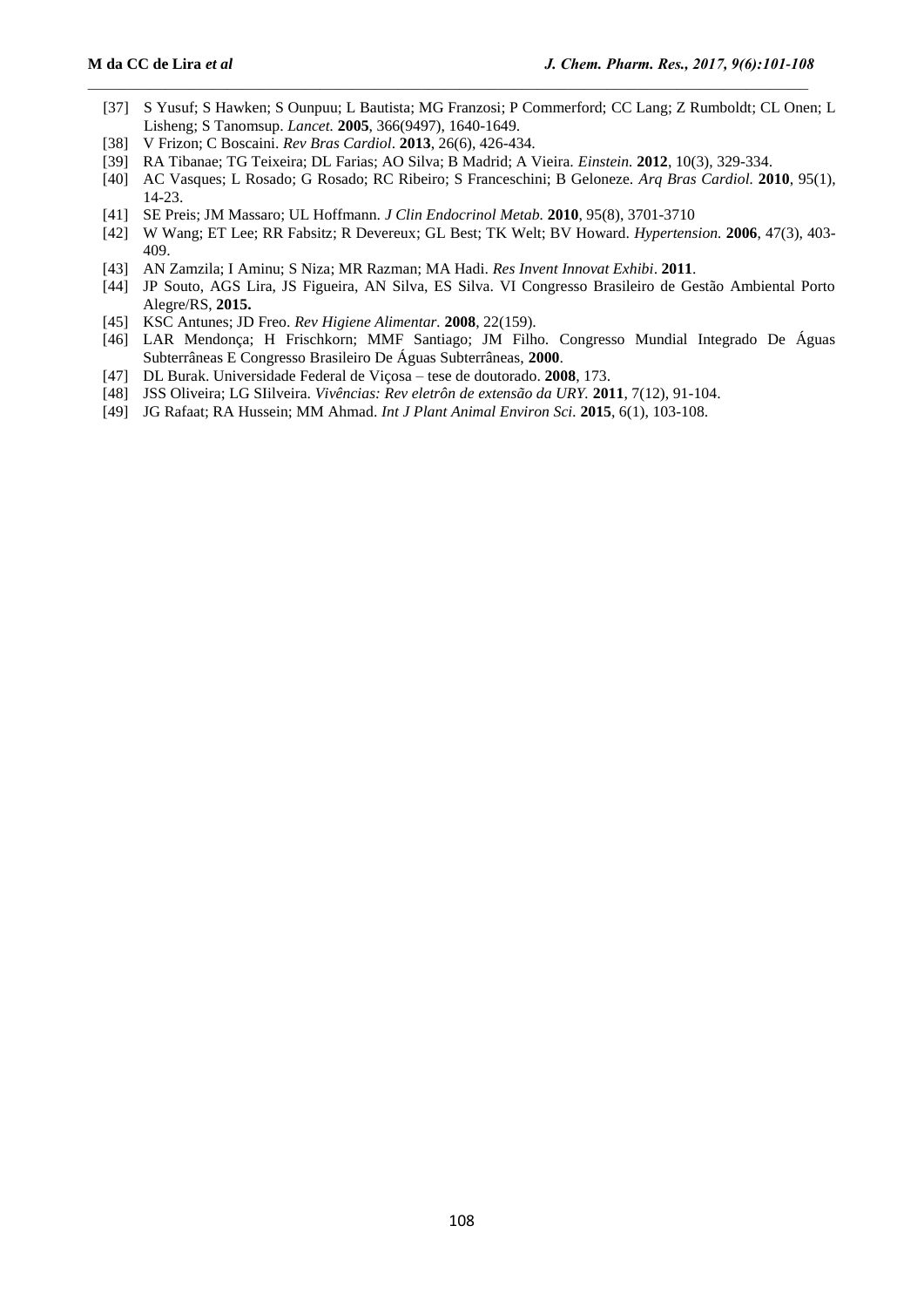[37] S Yusuf; S Hawken; S Ounpuu; L Bautista; MG Franzosi; P Commerford; CC Lang; Z Rumboldt; CL Onen; L Lisheng; S Tanomsup. *Lancet.* **2005**, 366(9497), 1640-1649.

[38] V Frizon; C Boscaini. *Rev Bras Cardiol*. **2013**, 26(6), 426-434.

[39] RA Tibanae; TG Teixeira; DL Farias; AO Silva; B Madrid; A Vieira. *Einstein.* **2012**, 10(3), 329-334.

[40] AC Vasques; L Rosado; G Rosado; RC Ribeiro; S Franceschini; B Geloneze. *Arq Bras Cardiol.* **2010**, 95(1), 14-23.

[41] SE Preis; JM Massaro; UL Hoffmann. *J Clin Endocrinol Metab.* **2010**, 95(8), 3701-3710

[42] W Wang; ET Lee; RR Fabsitz; R Devereux; GL Best; TK Welt; BV Howard. *Hypertension.* **2006**, 47(3), 403-409.

[43] AN Zamzila; I Aminu; S Niza; MR Razman; MA Hadi. *Res Invent Innovat Exhibi*. **2011**.

[44] JP Souto, AGS Lira, JS Figueira, AN Silva, ES Silva. VI Congresso Brasileiro de Gestão Ambiental Porto Alegre/RS, **2015.**

[45] KSC Antunes; JD Freo. *Rev Higiene Alimentar.* **2008**, 22(159).

[46] LAR Mendonça; H Frischkorn; MMF Santiago; JM Filho. Congresso Mundial Integrado De Águas Subterrâneas E Congresso Brasileiro De Águas Subterrâneas, **2000**.

[47] DL Burak. Universidade Federal de Viçosa – tese de doutorado. **2008**, 173.

[48] JSS Oliveira; LG SIlveira. *Vivências: Rev eletrôn de extensão da URY.* **2011**, 7(12), 91-104.

[49] JG Rafaat; RA Hussein; MM Ahmad. *Int J Plant Animal Environ Sci.* **2015**, 6(1), 103-108.